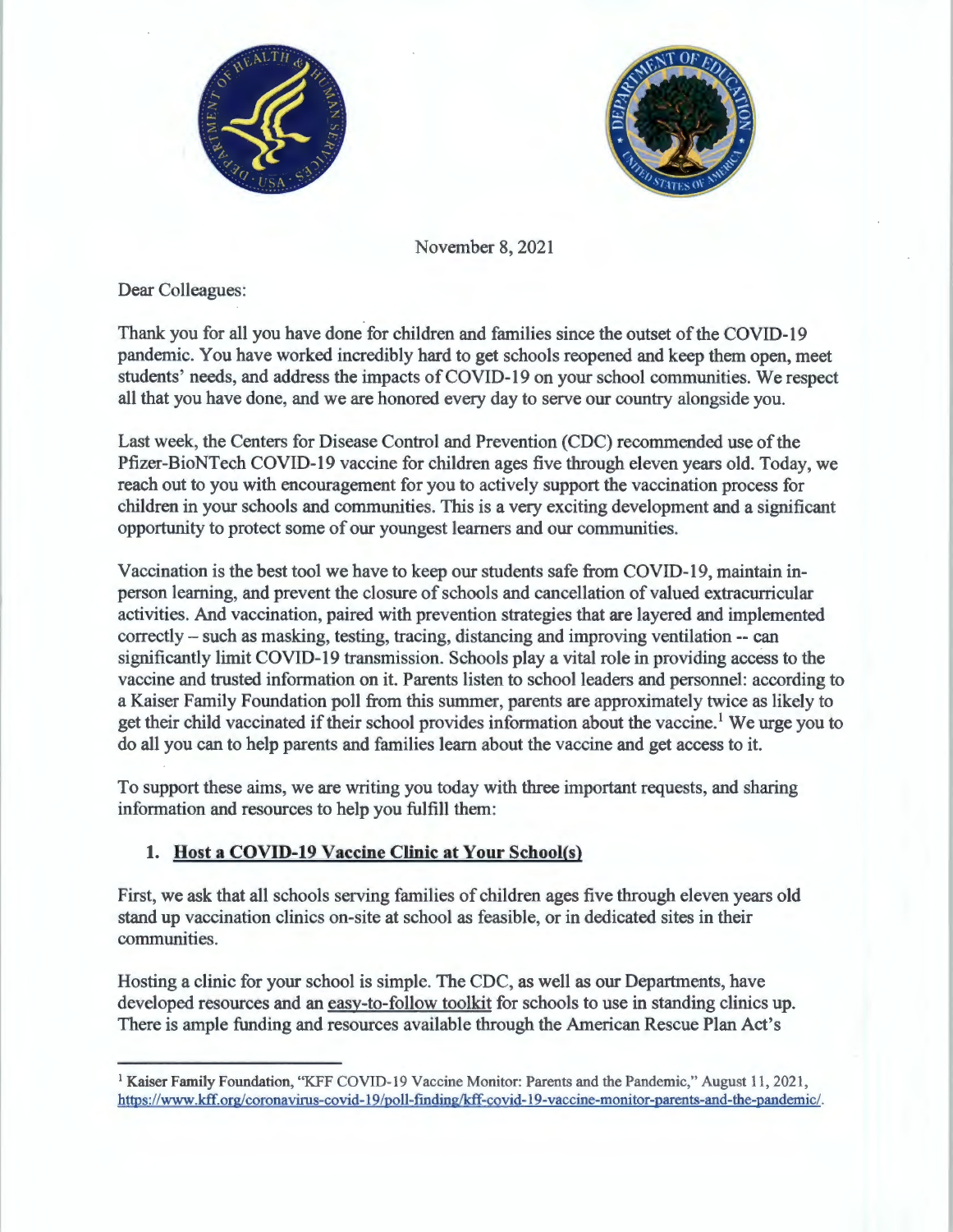November 8, 2021

Dear Colleagues:

Thank you for all you have done for children and families since the outset of the COVID-19 pandemic. You have worked incredibly hard to get schools reopened and keep them open, meet students' needs, and address the impacts of COVID-19 on your school communities. We respect all that you have done, and we are honored every day to serve our country alongside you.

Last week, the Centers for Disease Control and Prevention (CDC) recommended use of the Pfizer-BioNTech COVID-19 vaccine for children ages five through eleven years old. Today, we reach out to you with encouragement for you to actively support the vaccination process for children in your schools and communities. This is a very exciting development and a significant opportunity to protect some of our youngest learners and our communities.

Vaccination is the best tool we have to keep our students safe from COVID-19, maintain in-person learning, and prevent the closure of schools and cancellation of valued extracurricular activities. And vaccination, paired with prevention strategies that are layered and implemented correctly – such as masking, testing, tracing, distancing and improving ventilation -- can significantly limit COVID-19 transmission. Schools play a vital role in providing access to the vaccine and trusted information on it. Parents listen to school leaders and personnel: according to a Kaiser Family Foundation poll from this summer, parents are approximately twice as likely to get their child vaccinated if their school provides information about the vaccine.[1] We urge you to do all you can to help parents and families learn about the vaccine and get access to it.

To support these aims, we are writing you today with three important requests, and sharing information and resources to help you fulfill them:

## 1. Host a COVID-19 Vaccine Clinic at Your School(s)

First, we ask that all schools serving families of children ages five through eleven years old stand up vaccination clinics on-site at school as feasible, or in dedicated sites in their communities.

Hosting a clinic for your school is simple. The CDC, as well as our Departments, have developed resources and an easy-to-follow toolkit for schools to use in standing clinics up. There is ample funding and resources available through the American Rescue Plan Act's

---

[1] Kaiser Family Foundation, "KFF COVID-19 Vaccine Monitor: Parents and the Pandemic," August 11, 2021, https://www.kff.org/coronavirus-covid-19/poll-finding/kff-covid-19-vaccine-monitor-parents-and-the-pandemic/.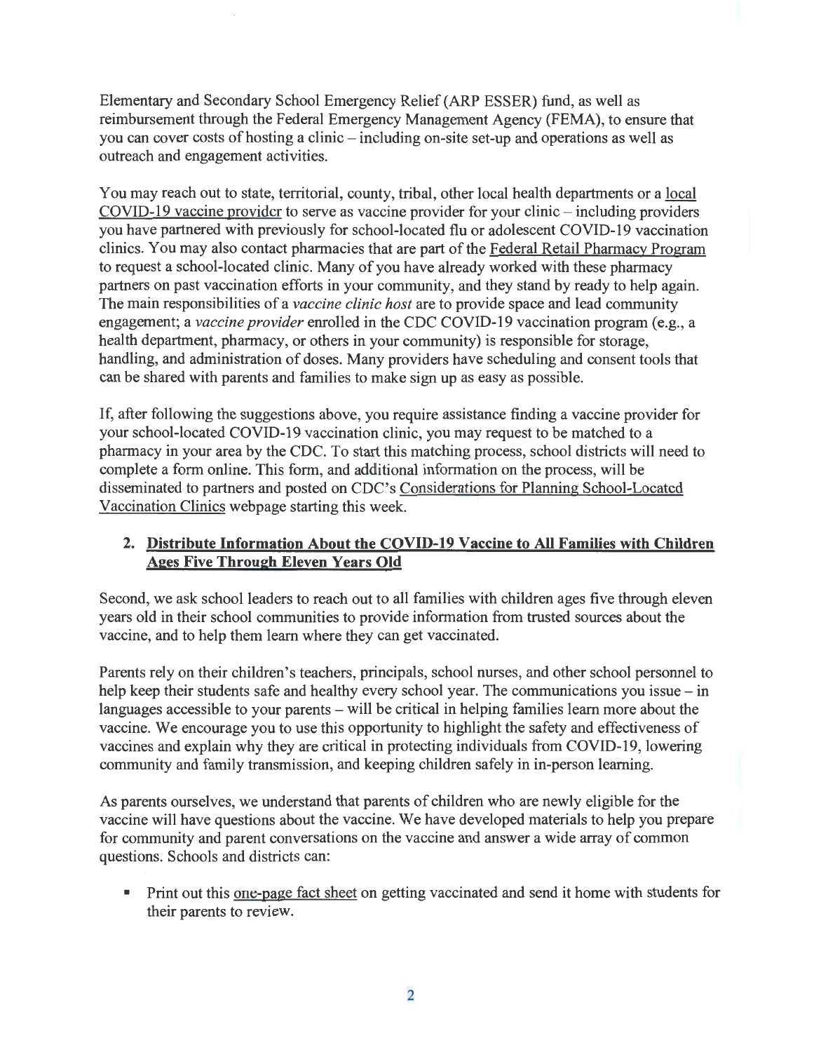Elementary and Secondary School Emergency Relief (ARP ESSER) fund, as well as reimbursement through the Federal Emergency Management Agency (FEMA), to ensure that you can cover costs of hosting a clinic – including on-site set-up and operations as well as outreach and engagement activities.

You may reach out to state, territorial, county, tribal, other local health departments or a local COVID-19 vaccine provider to serve as vaccine provider for your clinic – including providers you have partnered with previously for school-located flu or adolescent COVID-19 vaccination clinics. You may also contact pharmacies that are part of the Federal Retail Pharmacy Program to request a school-located clinic. Many of you have already worked with these pharmacy partners on past vaccination efforts in your community, and they stand by ready to help again. The main responsibilities of a *vaccine clinic host* are to provide space and lead community engagement; a *vaccine provider* enrolled in the CDC COVID-19 vaccination program (e.g., a health department, pharmacy, or others in your community) is responsible for storage, handling, and administration of doses. Many providers have scheduling and consent tools that can be shared with parents and families to make sign up as easy as possible.

If, after following the suggestions above, you require assistance finding a vaccine provider for your school-located COVID-19 vaccination clinic, you may request to be matched to a pharmacy in your area by the CDC. To start this matching process, school districts will need to complete a form online. This form, and additional information on the process, will be disseminated to partners and posted on CDC's Considerations for Planning School-Located Vaccination Clinics webpage starting this week.

## 2. Distribute Information About the COVID-19 Vaccine to All Families with Children Ages Five Through Eleven Years Old

Second, we ask school leaders to reach out to all families with children ages five through eleven years old in their school communities to provide information from trusted sources about the vaccine, and to help them learn where they can get vaccinated.

Parents rely on their children's teachers, principals, school nurses, and other school personnel to help keep their students safe and healthy every school year. The communications you issue – in languages accessible to your parents – will be critical in helping families learn more about the vaccine. We encourage you to use this opportunity to highlight the safety and effectiveness of vaccines and explain why they are critical in protecting individuals from COVID-19, lowering community and family transmission, and keeping children safely in in-person learning.

As parents ourselves, we understand that parents of children who are newly eligible for the vaccine will have questions about the vaccine. We have developed materials to help you prepare for community and parent conversations on the vaccine and answer a wide array of common questions. Schools and districts can:

- Print out this one-page fact sheet on getting vaccinated and send it home with students for their parents to review.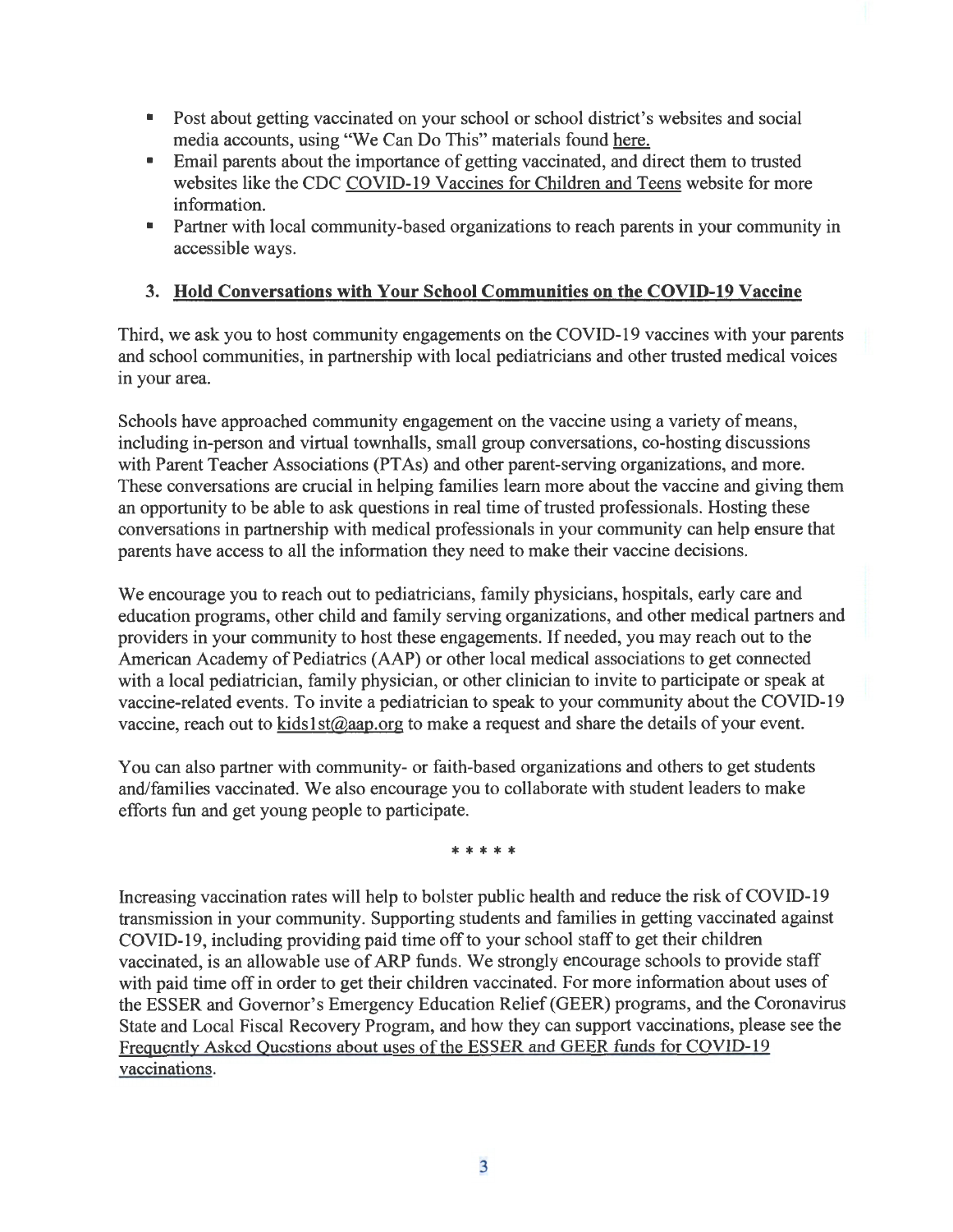- Post about getting vaccinated on your school or school district's websites and social media accounts, using "We Can Do This" materials found here.
- Email parents about the importance of getting vaccinated, and direct them to trusted websites like the CDC COVID-19 Vaccines for Children and Teens website for more information.
- Partner with local community-based organizations to reach parents in your community in accessible ways.

### 3. Hold Conversations with Your School Communities on the COVID-19 Vaccine

Third, we ask you to host community engagements on the COVID-19 vaccines with your parents and school communities, in partnership with local pediatricians and other trusted medical voices in your area.

Schools have approached community engagement on the vaccine using a variety of means, including in-person and virtual townhalls, small group conversations, co-hosting discussions with Parent Teacher Associations (PTAs) and other parent-serving organizations, and more. These conversations are crucial in helping families learn more about the vaccine and giving them an opportunity to be able to ask questions in real time of trusted professionals. Hosting these conversations in partnership with medical professionals in your community can help ensure that parents have access to all the information they need to make their vaccine decisions.

We encourage you to reach out to pediatricians, family physicians, hospitals, early care and education programs, other child and family serving organizations, and other medical partners and providers in your community to host these engagements. If needed, you may reach out to the American Academy of Pediatrics (AAP) or other local medical associations to get connected with a local pediatrician, family physician, or other clinician to invite to participate or speak at vaccine-related events. To invite a pediatrician to speak to your community about the COVID-19 vaccine, reach out to kids1st@aap.org to make a request and share the details of your event.

You can also partner with community- or faith-based organizations and others to get students and/families vaccinated. We also encourage you to collaborate with student leaders to make efforts fun and get young people to participate.

\* \* \* \* \*

Increasing vaccination rates will help to bolster public health and reduce the risk of COVID-19 transmission in your community. Supporting students and families in getting vaccinated against COVID-19, including providing paid time off to your school staff to get their children vaccinated, is an allowable use of ARP funds. We strongly encourage schools to provide staff with paid time off in order to get their children vaccinated. For more information about uses of the ESSER and Governor's Emergency Education Relief (GEER) programs, and the Coronavirus State and Local Fiscal Recovery Program, and how they can support vaccinations, please see the Frequently Asked Questions about uses of the ESSER and GEER funds for COVID-19 vaccinations.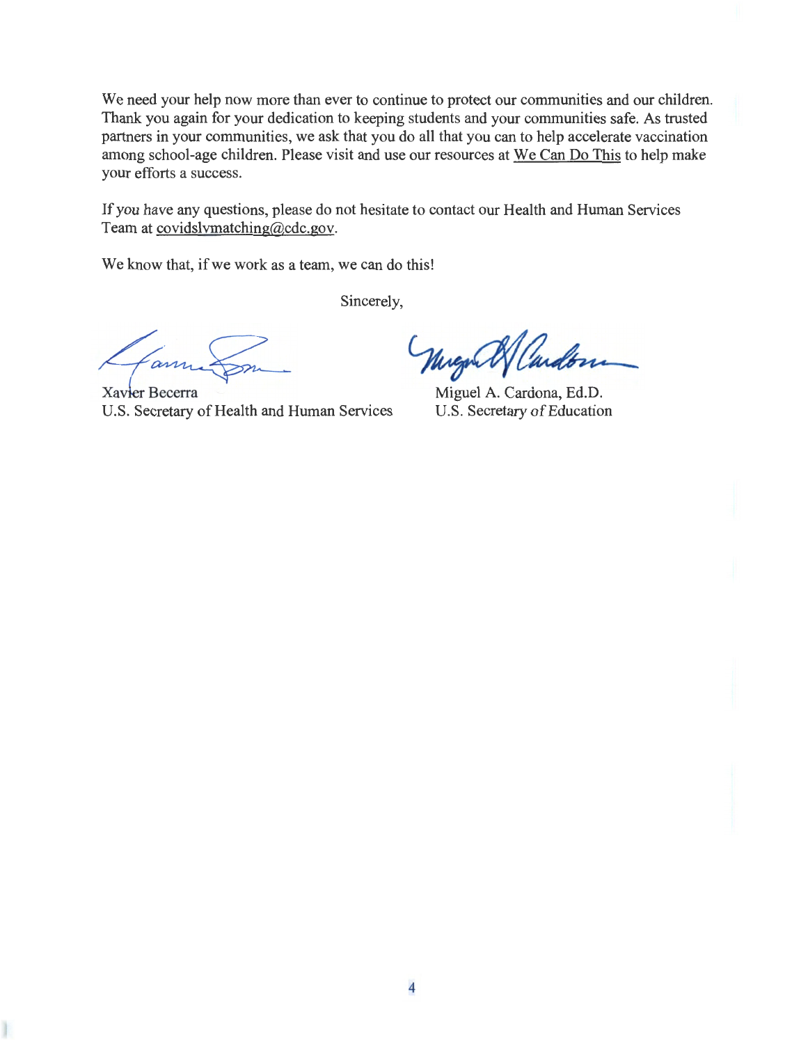We need your help now more than ever to continue to protect our communities and our children. Thank you again for your dedication to keeping students and your communities safe. As trusted partners in your communities, we ask that you do all that you can to help accelerate vaccination among school-age children. Please visit and use our resources at We Can Do This to help make your efforts a success.

If you have any questions, please do not hesitate to contact our Health and Human Services Team at covidslvmatching@cdc.gov.

We know that, if we work as a team, we can do this!

Sincerely,

Xavier Becerra
U.S. Secretary of Health and Human Services

Miguel A. Cardona, Ed.D.
U.S. Secretary of Education